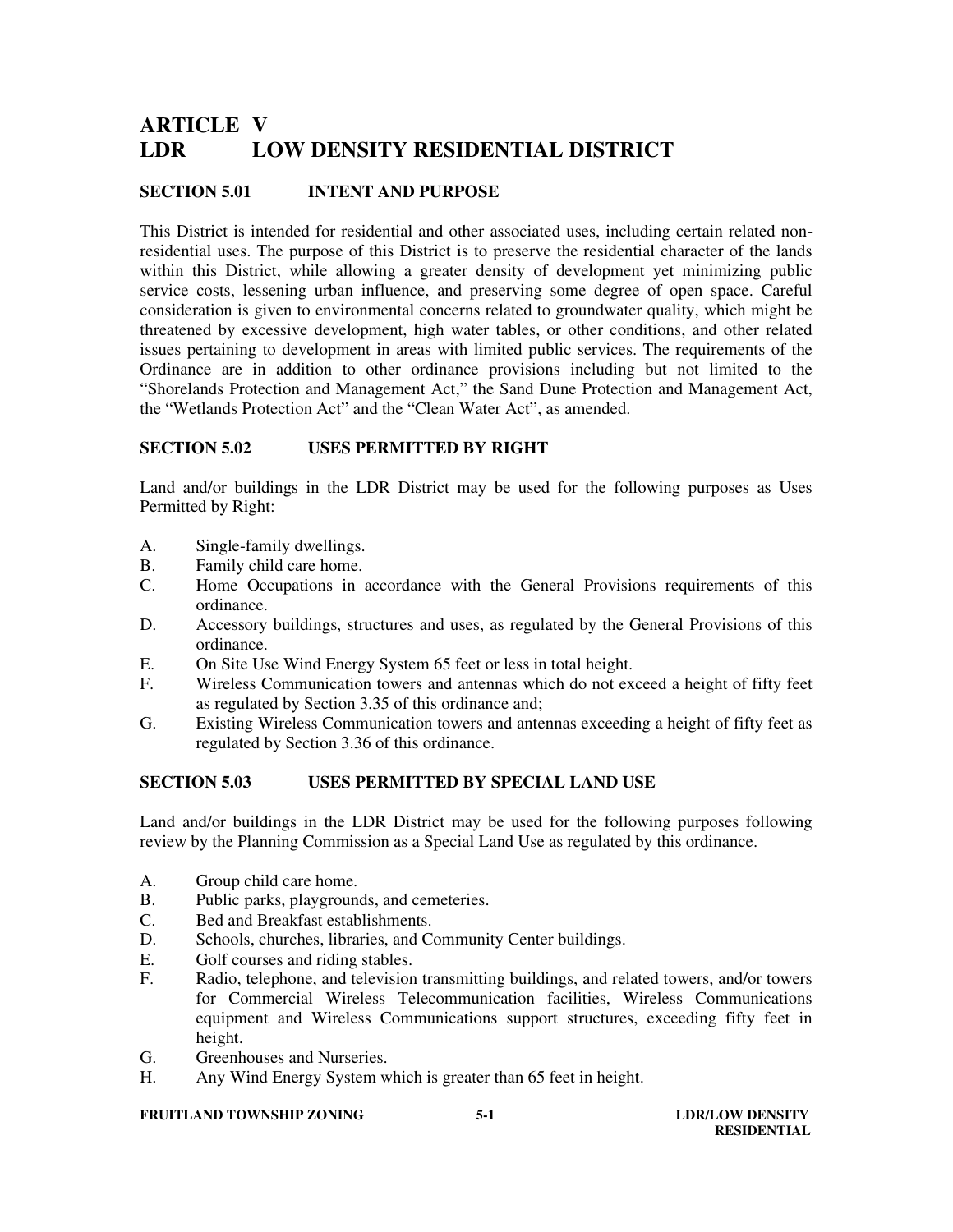# ARTICLE V
# LDR LOW DENSITY RESIDENTIAL DISTRICT

## SECTION 5.01 INTENT AND PURPOSE

This District is intended for residential and other associated uses, including certain related non-residential uses. The purpose of this District is to preserve the residential character of the lands within this District, while allowing a greater density of development yet minimizing public service costs, lessening urban influence, and preserving some degree of open space. Careful consideration is given to environmental concerns related to groundwater quality, which might be threatened by excessive development, high water tables, or other conditions, and other related issues pertaining to development in areas with limited public services. The requirements of the Ordinance are in addition to other ordinance provisions including but not limited to the "Shorelands Protection and Management Act," the Sand Dune Protection and Management Act, the "Wetlands Protection Act" and the "Clean Water Act", as amended.

## SECTION 5.02 USES PERMITTED BY RIGHT

Land and/or buildings in the LDR District may be used for the following purposes as Uses Permitted by Right:

A. Single-family dwellings.
B. Family child care home.
C. Home Occupations in accordance with the General Provisions requirements of this ordinance.
D. Accessory buildings, structures and uses, as regulated by the General Provisions of this ordinance.
E. On Site Use Wind Energy System 65 feet or less in total height.
F. Wireless Communication towers and antennas which do not exceed a height of fifty feet as regulated by Section 3.35 of this ordinance and;
G. Existing Wireless Communication towers and antennas exceeding a height of fifty feet as regulated by Section 3.36 of this ordinance.

## SECTION 5.03 USES PERMITTED BY SPECIAL LAND USE

Land and/or buildings in the LDR District may be used for the following purposes following review by the Planning Commission as a Special Land Use as regulated by this ordinance.

A. Group child care home.
B. Public parks, playgrounds, and cemeteries.
C. Bed and Breakfast establishments.
D. Schools, churches, libraries, and Community Center buildings.
E. Golf courses and riding stables.
F. Radio, telephone, and television transmitting buildings, and related towers, and/or towers for Commercial Wireless Telecommunication facilities, Wireless Communications equipment and Wireless Communications support structures, exceeding fifty feet in height.
G. Greenhouses and Nurseries.
H. Any Wind Energy System which is greater than 65 feet in height.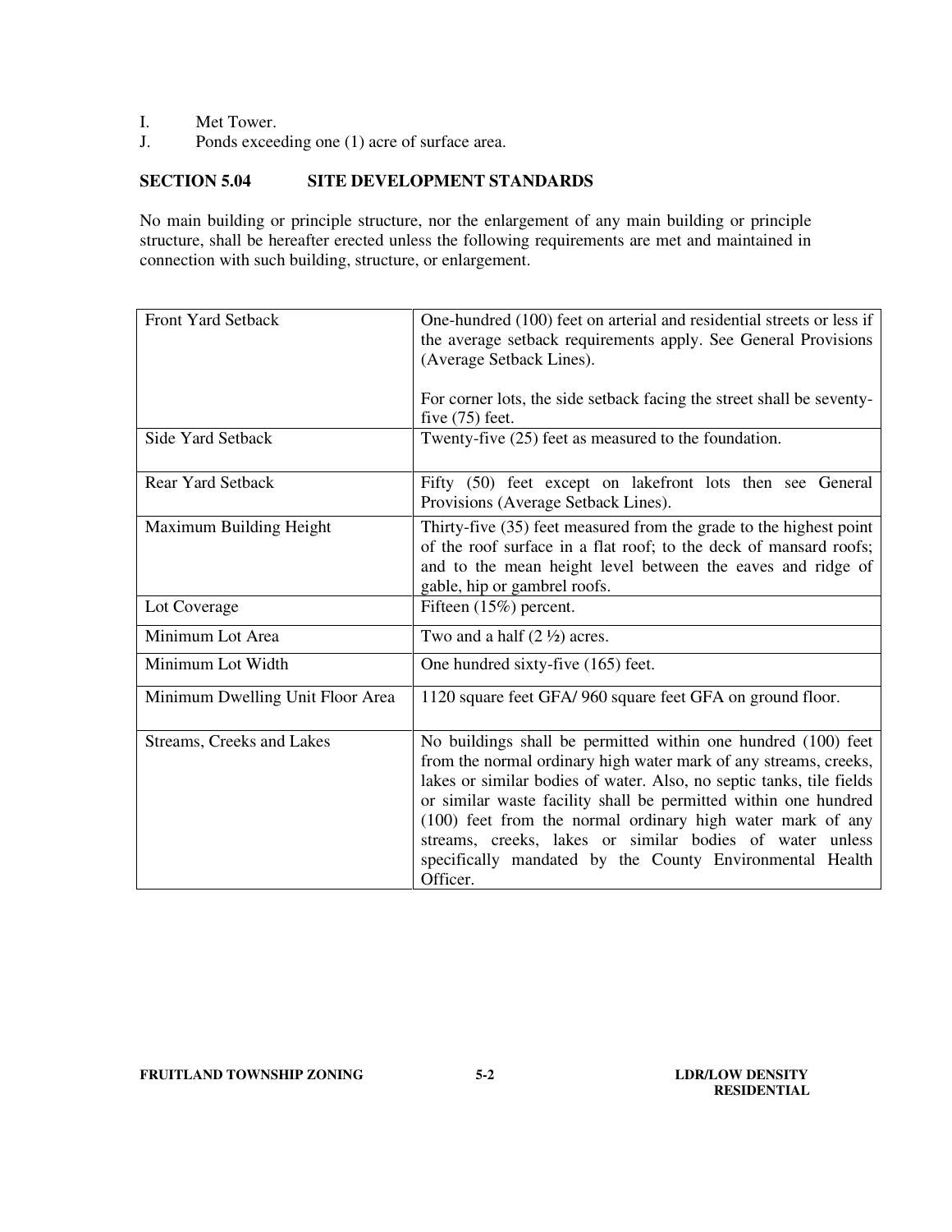I. Met Tower.
J. Ponds exceeding one (1) acre of surface area.

## SECTION 5.04 SITE DEVELOPMENT STANDARDS

No main building or principle structure, nor the enlargement of any main building or principle structure, shall be hereafter erected unless the following requirements are met and maintained in connection with such building, structure, or enlargement.

| | |
|---|---|
| Front Yard Setback | One-hundred (100) feet on arterial and residential streets or less if the average setback requirements apply. See General Provisions (Average Setback Lines).<br><br>For corner lots, the side setback facing the street shall be seventy-five (75) feet. |
| Side Yard Setback | Twenty-five (25) feet as measured to the foundation. |
| Rear Yard Setback | Fifty (50) feet except on lakefront lots then see General Provisions (Average Setback Lines). |
| Maximum Building Height | Thirty-five (35) feet measured from the grade to the highest point of the roof surface in a flat roof; to the deck of mansard roofs; and to the mean height level between the eaves and ridge of gable, hip or gambrel roofs. |
| Lot Coverage | Fifteen (15%) percent. |
| Minimum Lot Area | Two and a half (2 ½) acres. |
| Minimum Lot Width | One hundred sixty-five (165) feet. |
| Minimum Dwelling Unit Floor Area | 1120 square feet GFA/ 960 square feet GFA on ground floor. |
| Streams, Creeks and Lakes | No buildings shall be permitted within one hundred (100) feet from the normal ordinary high water mark of any streams, creeks, lakes or similar bodies of water. Also, no septic tanks, tile fields or similar waste facility shall be permitted within one hundred (100) feet from the normal ordinary high water mark of any streams, creeks, lakes or similar bodies of water unless specifically mandated by the County Environmental Health Officer. |